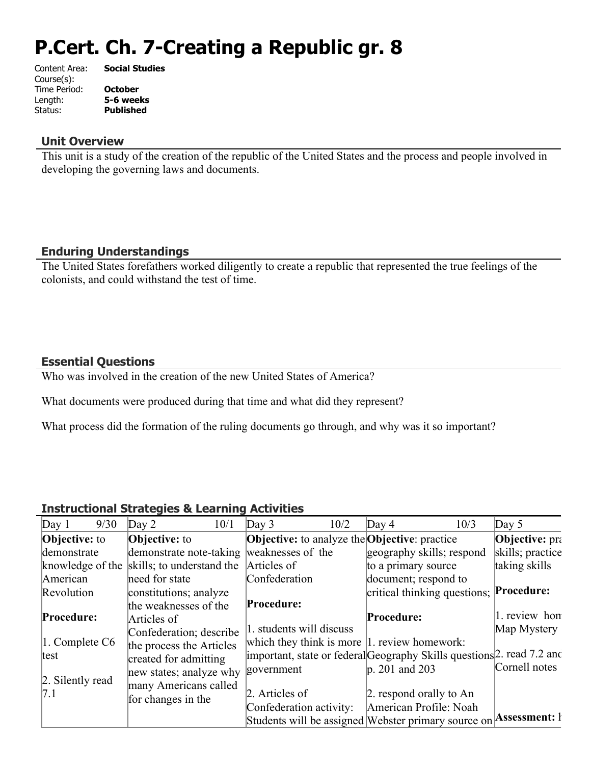# P.Cert. Ch. 7-Creating a Republic gr. 8

Content Area: **Social Studies**
Course(s):
Time Period: **October**
Length: **5-6 weeks**
Status: **Published**

## Unit Overview

This unit is a study of the creation of the republic of the United States and the process and people involved in developing the governing laws and documents.

## Enduring Understandings

The United States forefathers worked diligently to create a republic that represented the true feelings of the colonists, and could withstand the test of time.

## Essential Questions

Who was involved in the creation of the new United States of America?

What documents were produced during that time and what did they represent?

What process did the formation of the ruling documents go through, and why was it so important?

## Instructional Strategies & Learning Activities

| Day 1 9/30 | Day 2 10/1 | Day 3 10/2 | Day 4 10/3 | Day 5 |
|---|---|---|---|---|
| **Objective:** to demonstrate knowledge of the American Revolution<br><br>**Procedure:**<br><br>1. Complete C6 test<br><br>2. Silently read 7.1 | **Objective:** to demonstrate note-taking skills; to understand the need for state constitutions; analyze the weaknesses of the Articles of Confederation; describe the process the Articles created for admitting new states; analyze why many Americans called for changes in the | **Objective:** to analyze the weaknesses of the Articles of Confederation<br><br>**Procedure:**<br><br>1. students will discuss which they think is more important, state or federal government<br><br>2. Articles of Confederation activity: Students will be assigned | **Objective**: practice geography skills; respond to a primary source document; respond to critical thinking questions;<br><br>**Procedure:**<br><br>1. review homework: Geography Skills questions p. 201 and 203<br><br>2. respond orally to An American Profile: Noah Webster primary source on | **Objective:** pra skills; practice taking skills<br><br>**Procedure:**<br><br>1. review hon Map Mystery<br><br>2. read 7.2 anc Cornell notes<br><br>**Assessment:** l |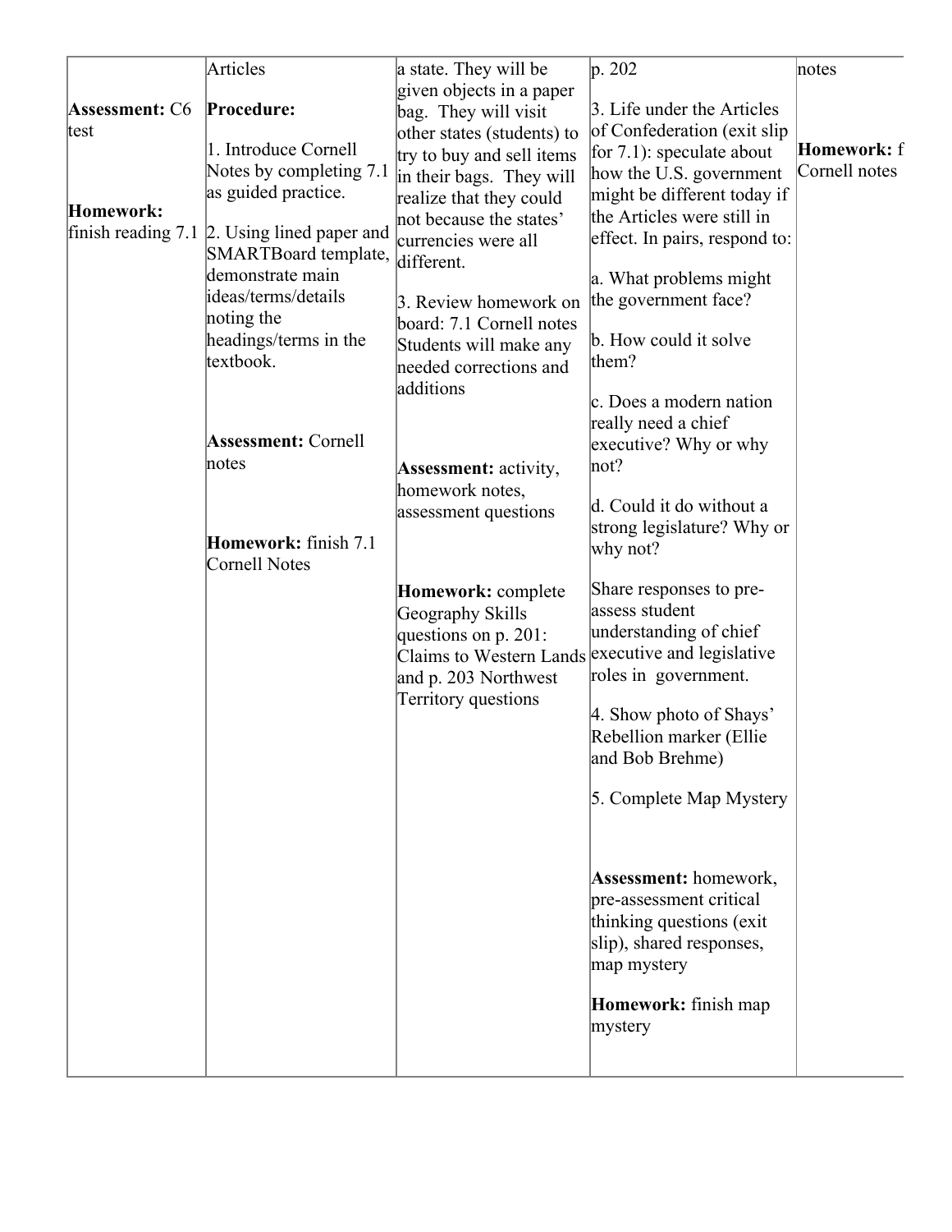| | | | | |
|---|---|---|---|---|
| **Assessment:** C6 test<br><br>**Homework:** finish reading 7.1 | Articles<br><br>**Procedure:**<br><br>1. Introduce Cornell Notes by completing 7.1 as guided practice.<br><br>2. Using lined paper and SMARTBoard template, demonstrate main ideas/terms/details noting the headings/terms in the textbook.<br><br>**Assessment:** Cornell notes<br><br>**Homework:** finish 7.1 Cornell Notes | a state. They will be given objects in a paper bag. They will visit other states (students) to try to buy and sell items in their bags. They will realize that they could not because the states' currencies were all different.<br><br>3. Review homework on board: 7.1 Cornell notes Students will make any needed corrections and additions<br><br>**Assessment:** activity, homework notes, assessment questions<br><br>**Homework:** complete Geography Skills questions on p. 201: Claims to Western Lands and p. 203 Northwest Territory questions | p. 202<br><br>3. Life under the Articles of Confederation (exit slip for 7.1): speculate about how the U.S. government might be different today if the Articles were still in effect. In pairs, respond to:<br><br>a. What problems might the government face?<br><br>b. How could it solve them?<br><br>c. Does a modern nation really need a chief executive? Why or why not?<br><br>d. Could it do without a strong legislature? Why or why not?<br><br>Share responses to pre-assess student understanding of chief executive and legislative roles in government.<br><br>4. Show photo of Shays' Rebellion marker (Ellie and Bob Brehme)<br><br>5. Complete Map Mystery<br><br>**Assessment:** homework, pre-assessment critical thinking questions (exit slip), shared responses, map mystery<br><br>**Homework:** finish map mystery | notes<br><br>**Homework:** f Cornell notes |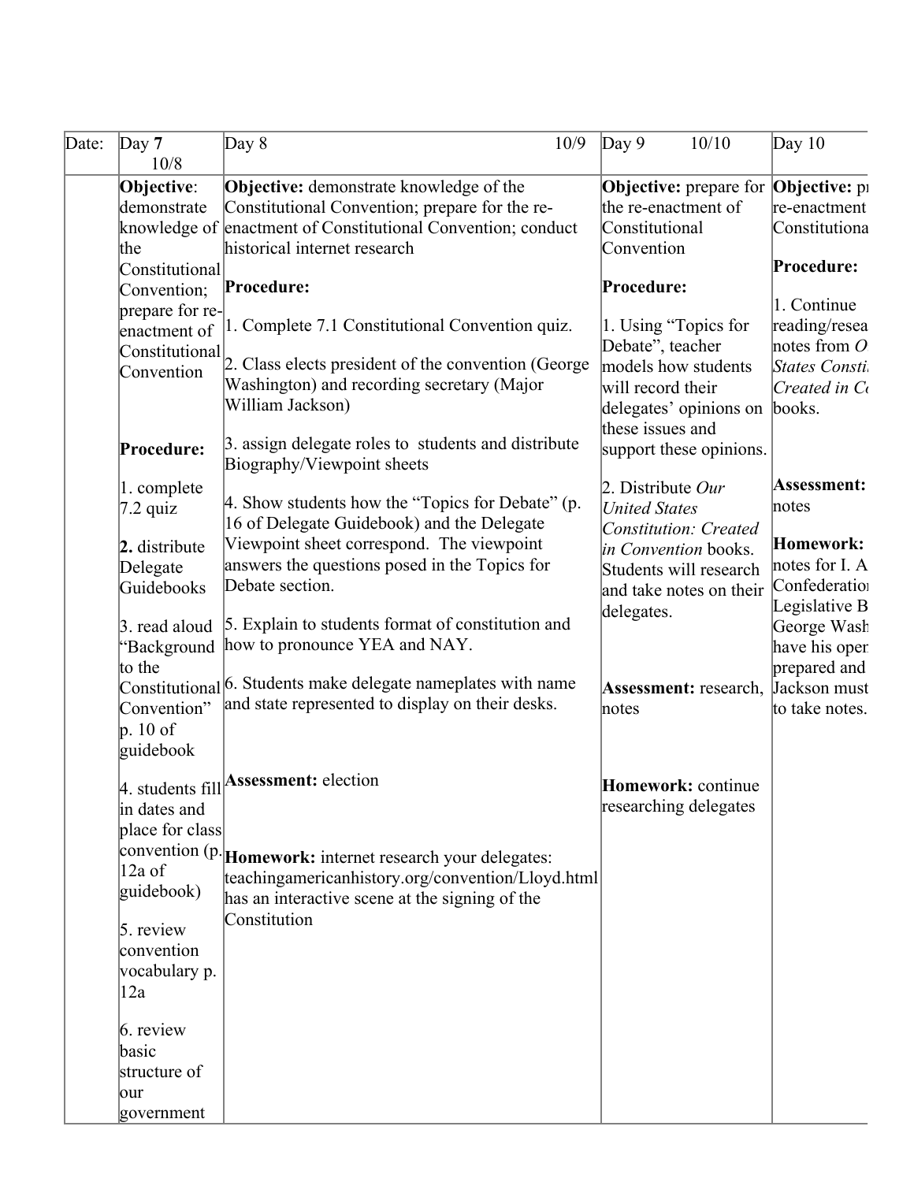| Date: | Day **7** 10/8 | Day 8 10/9 | Day 9 10/10 | Day 10 |
|---|---|---|---|---|
| | **Objective**: demonstrate knowledge of the Constitutional Convention; prepare for re-enactment of Constitutional Convention<br><br>**Procedure:**<br><br>1. complete 7.2 quiz<br><br>**2.** distribute Delegate Guidebooks<br><br>3. read aloud "Background to the Constitutional Convention" p. 10 of guidebook<br><br>4. students fill in dates and place for class convention (p. 12a of guidebook)<br><br>5. review convention vocabulary p. 12a<br><br>6. review basic structure of our government | **Objective:** demonstrate knowledge of the Constitutional Convention; prepare for the re-enactment of Constitutional Convention; conduct historical internet research<br><br>**Procedure:**<br><br>1. Complete 7.1 Constitutional Convention quiz.<br><br>2. Class elects president of the convention (George Washington) and recording secretary (Major William Jackson)<br><br>3. assign delegate roles to students and distribute Biography/Viewpoint sheets<br><br>4. Show students how the "Topics for Debate" (p. 16 of Delegate Guidebook) and the Delegate Viewpoint sheet correspond. The viewpoint answers the questions posed in the Topics for Debate section.<br><br>5. Explain to students format of constitution and how to pronounce YEA and NAY.<br><br>6. Students make delegate nameplates with name and state represented to display on their desks.<br><br>**Assessment:** election<br><br>**Homework:** internet research your delegates: teachingamericanhistory.org/convention/Lloyd.html has an interactive scene at the signing of the Constitution | **Objective:** prepare for the re-enactment of Constitutional Convention<br><br>**Procedure:**<br><br>1. Using "Topics for Debate", teacher models how students will record their delegates' opinions on these issues and support these opinions.<br><br>2. Distribute *Our United States Constitution: Created in Convention* books. Students will research and take notes on their delegates.<br><br>**Assessment:** research, notes<br><br>**Homework:** continue researching delegates | **Objective:** pr re-enactment Constitutiona<br><br>**Procedure:**<br><br>1. Continue reading/resea notes from *O States Consti Created in Co* books.<br><br>**Assessment:** notes<br><br>**Homework:** notes for I. A Confederation Legislative B George Wash have his oper prepared and Jackson must to take notes. |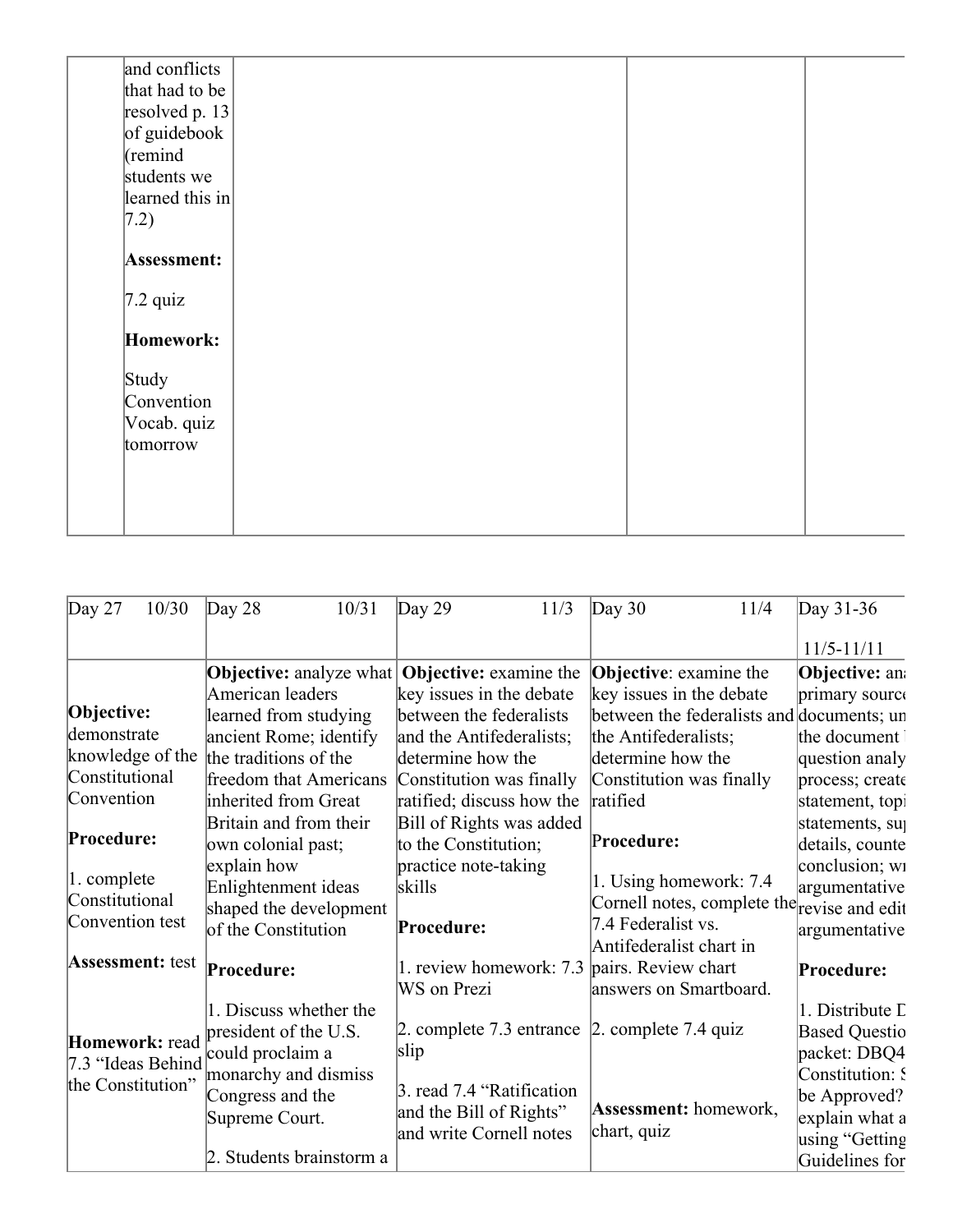| | | | | |
|---|---|---|---|---|
| | and conflicts that had to be resolved p. 13 of guidebook (remind students we learned this in 7.2)<br><br>**Assessment:**<br><br>7.2 quiz<br><br>**Homework:**<br><br>Study Convention Vocab. quiz tomorrow | | | |

| Day 27 10/30 | Day 28 10/31 | Day 29 11/3 | Day 30 11/4 | Day 31-36 11/5-11/11 |
|---|---|---|---|---|
| **Objective:** demonstrate knowledge of the Constitutional Convention<br><br>**Procedure:**<br><br>1. complete Constitutional Convention test<br><br>**Assessment:** test<br><br>**Homework:** read 7.3 "Ideas Behind the Constitution" | **Objective:** analyze what American leaders learned from studying ancient Rome; identify the traditions of the freedom that Americans inherited from Great Britain and from their own colonial past; explain how Enlightenment ideas shaped the development of the Constitution<br><br>**Procedure:**<br><br>1. Discuss whether the president of the U.S. could proclaim a monarchy and dismiss Congress and the Supreme Court.<br><br>2. Students brainstorm a | **Objective:** examine the key issues in the debate between the federalists and the Antifederalists; determine how the Constitution was finally ratified; discuss how the Bill of Rights was added to the Constitution; practice note-taking skills<br><br>**Procedure:**<br><br>1. review homework: 7.3 WS on Prezi<br><br>2. complete 7.3 entrance slip<br><br>3. read 7.4 "Ratification and the Bill of Rights" and write Cornell notes | **Objective**: examine the key issues in the debate between the federalists and the Antifederalists; determine how the Constitution was finally ratified<br><br>**Procedure:**<br><br>1. Using homework: 7.4 Cornell notes, complete the 7.4 Federalist vs. Antifederalist chart in pairs. Review chart answers on Smartboard.<br><br>2. complete 7.4 quiz<br><br>**Assessment:** homework, chart, quiz | **Objective:** ana primary source documents; un the document question analy process; create statement, topi statements, su details, counte conclusion; wr argumentative revise and edit argumentative<br><br>**Procedure:**<br><br>1. Distribute D Based Questio packet: DBQ4 Constitution: S be Approved? explain what a using "Getting Guidelines for |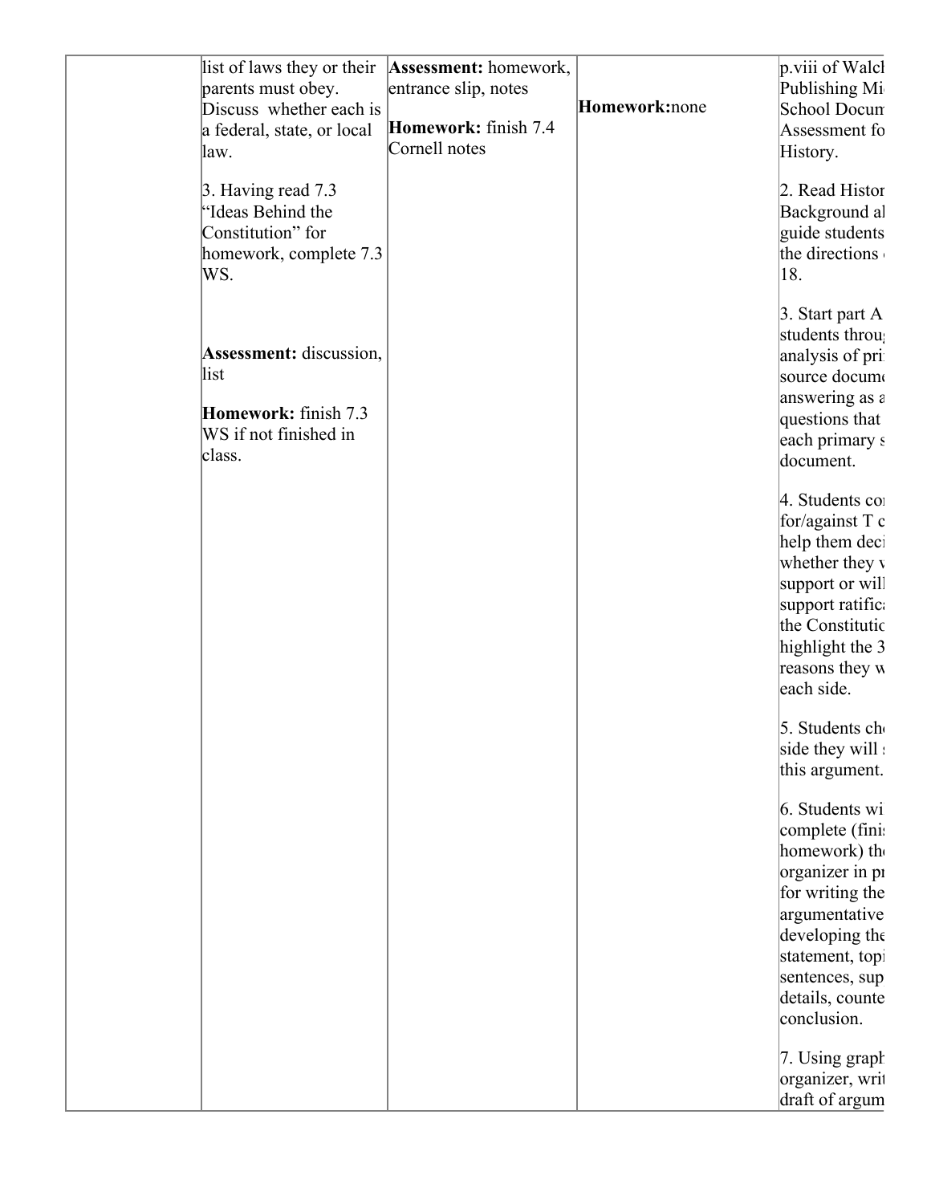| | | | | |
|---|---|---|---|---|
| | list of laws they or their parents must obey. Discuss whether each is a federal, state, or local law.<br><br>3. Having read 7.3 "Ideas Behind the Constitution" for homework, complete 7.3 WS.<br><br>**Assessment:** discussion, list<br><br>**Homework:** finish 7.3 WS if not finished in class. | **Assessment:** homework, entrance slip, notes<br><br>**Homework:** finish 7.4 Cornell notes | **Homework:**none | p.viii of Walch Publishing Mi School Docum Assessment fo History.<br><br>2. Read Histor Background al guide students the directions 18.<br><br>3. Start part A students throu analysis of pri source docume answering as a questions that each primary s document.<br><br>4. Students co for/against T c help them deci whether they v support or will support ratifica the Constitutio highlight the 3 reasons they w each side.<br><br>5. Students ch side they will this argument.<br><br>6. Students wi complete (fini homework) th organizer in pr for writing the argumentative developing the statement, topi sentences, sup details, counte conclusion.<br><br>7. Using graph organizer, writ draft of argum |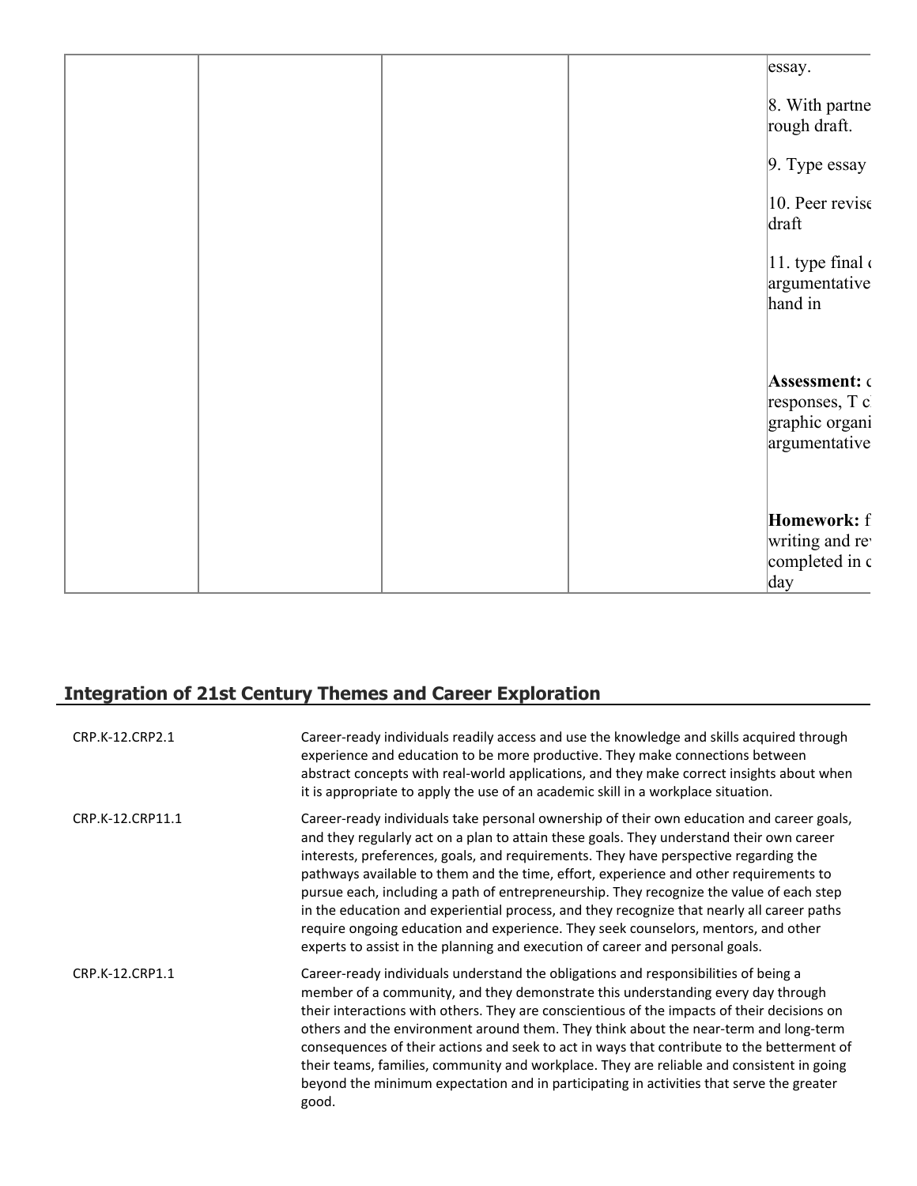| | | | | |
|---|---|---|---|---|
| | | | | essay.<br><br>8. With partne rough draft.<br><br>9. Type essay<br><br>10. Peer revise draft<br><br>11. type final c argumentative hand in<br><br>**Assessment:** c responses, T c graphic organi argumentative<br><br>**Homework:** f writing and re completed in c day |

## Integration of 21st Century Themes and Career Exploration

| | |
|---|---|
| CRP.K-12.CRP2.1 | Career-ready individuals readily access and use the knowledge and skills acquired through experience and education to be more productive. They make connections between abstract concepts with real-world applications, and they make correct insights about when it is appropriate to apply the use of an academic skill in a workplace situation. |
| CRP.K-12.CRP11.1 | Career-ready individuals take personal ownership of their own education and career goals, and they regularly act on a plan to attain these goals. They understand their own career interests, preferences, goals, and requirements. They have perspective regarding the pathways available to them and the time, effort, experience and other requirements to pursue each, including a path of entrepreneurship. They recognize the value of each step in the education and experiential process, and they recognize that nearly all career paths require ongoing education and experience. They seek counselors, mentors, and other experts to assist in the planning and execution of career and personal goals. |
| CRP.K-12.CRP1.1 | Career-ready individuals understand the obligations and responsibilities of being a member of a community, and they demonstrate this understanding every day through their interactions with others. They are conscientious of the impacts of their decisions on others and the environment around them. They think about the near-term and long-term consequences of their actions and seek to act in ways that contribute to the betterment of their teams, families, community and workplace. They are reliable and consistent in going beyond the minimum expectation and in participating in activities that serve the greater good. |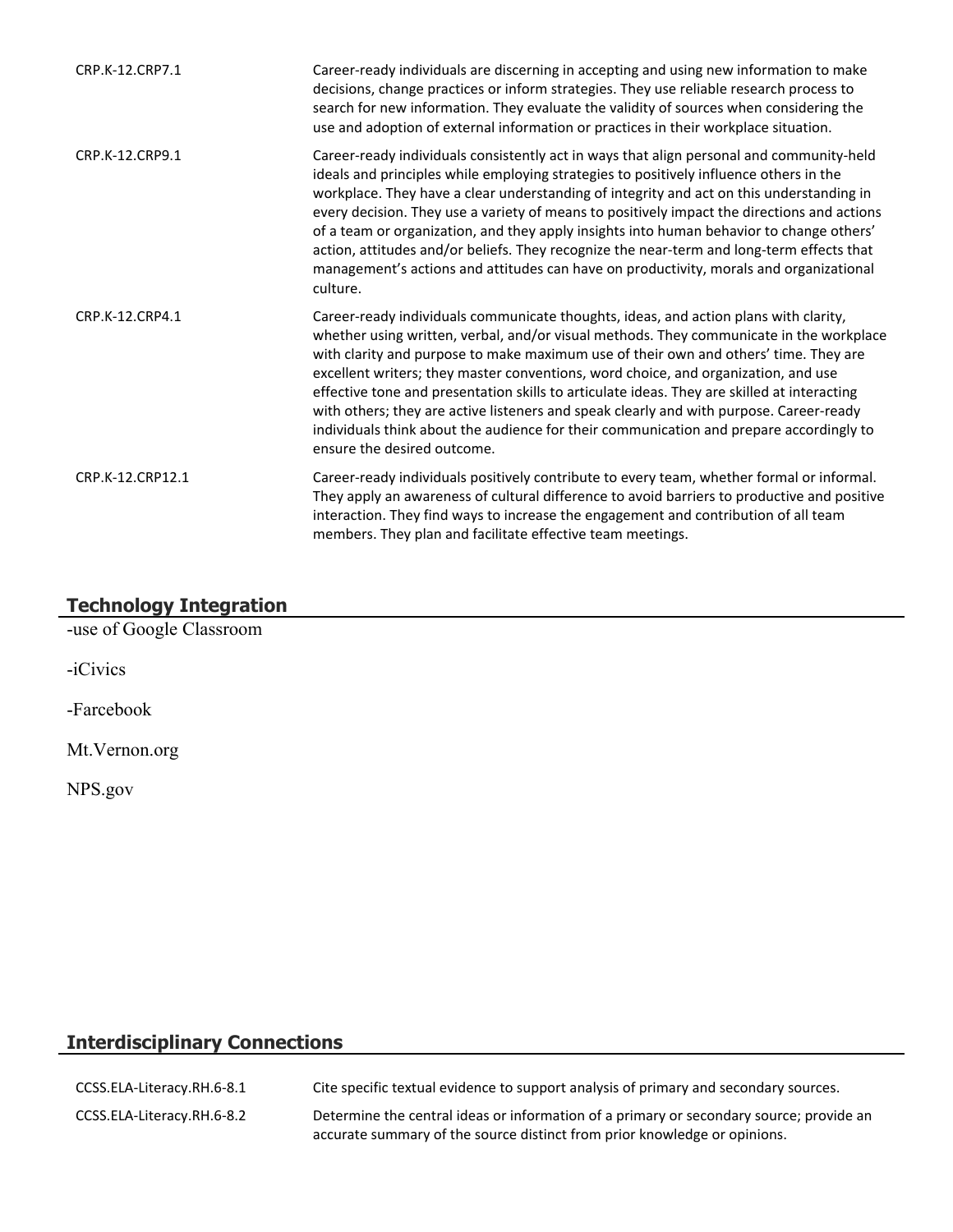| | |
|---|---|
| CRP.K-12.CRP7.1 | Career-ready individuals are discerning in accepting and using new information to make decisions, change practices or inform strategies. They use reliable research process to search for new information. They evaluate the validity of sources when considering the use and adoption of external information or practices in their workplace situation. |
| CRP.K-12.CRP9.1 | Career-ready individuals consistently act in ways that align personal and community-held ideals and principles while employing strategies to positively influence others in the workplace. They have a clear understanding of integrity and act on this understanding in every decision. They use a variety of means to positively impact the directions and actions of a team or organization, and they apply insights into human behavior to change others' action, attitudes and/or beliefs. They recognize the near-term and long-term effects that management's actions and attitudes can have on productivity, morals and organizational culture. |
| CRP.K-12.CRP4.1 | Career-ready individuals communicate thoughts, ideas, and action plans with clarity, whether using written, verbal, and/or visual methods. They communicate in the workplace with clarity and purpose to make maximum use of their own and others' time. They are excellent writers; they master conventions, word choice, and organization, and use effective tone and presentation skills to articulate ideas. They are skilled at interacting with others; they are active listeners and speak clearly and with purpose. Career-ready individuals think about the audience for their communication and prepare accordingly to ensure the desired outcome. |
| CRP.K-12.CRP12.1 | Career-ready individuals positively contribute to every team, whether formal or informal. They apply an awareness of cultural difference to avoid barriers to productive and positive interaction. They find ways to increase the engagement and contribution of all team members. They plan and facilitate effective team meetings. |

## Technology Integration

-use of Google Classroom

-iCivics

-Farcebook

Mt.Vernon.org

NPS.gov

## Interdisciplinary Connections

| | |
|---|---|
| CCSS.ELA-Literacy.RH.6-8.1 | Cite specific textual evidence to support analysis of primary and secondary sources. |
| CCSS.ELA-Literacy.RH.6-8.2 | Determine the central ideas or information of a primary or secondary source; provide an accurate summary of the source distinct from prior knowledge or opinions. |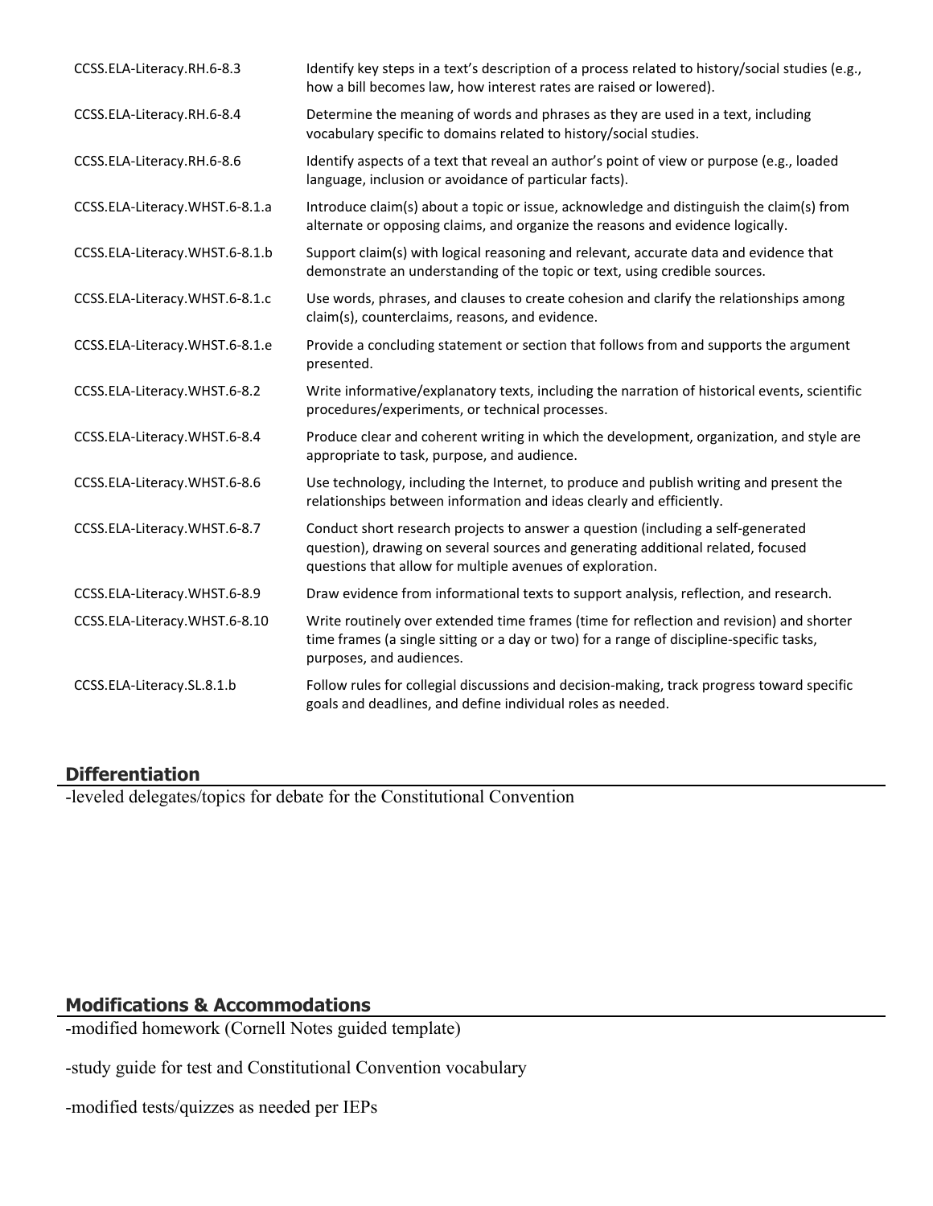| | |
|---|---|
| CCSS.ELA-Literacy.RH.6-8.3 | Identify key steps in a text's description of a process related to history/social studies (e.g., how a bill becomes law, how interest rates are raised or lowered). |
| CCSS.ELA-Literacy.RH.6-8.4 | Determine the meaning of words and phrases as they are used in a text, including vocabulary specific to domains related to history/social studies. |
| CCSS.ELA-Literacy.RH.6-8.6 | Identify aspects of a text that reveal an author's point of view or purpose (e.g., loaded language, inclusion or avoidance of particular facts). |
| CCSS.ELA-Literacy.WHST.6-8.1.a | Introduce claim(s) about a topic or issue, acknowledge and distinguish the claim(s) from alternate or opposing claims, and organize the reasons and evidence logically. |
| CCSS.ELA-Literacy.WHST.6-8.1.b | Support claim(s) with logical reasoning and relevant, accurate data and evidence that demonstrate an understanding of the topic or text, using credible sources. |
| CCSS.ELA-Literacy.WHST.6-8.1.c | Use words, phrases, and clauses to create cohesion and clarify the relationships among claim(s), counterclaims, reasons, and evidence. |
| CCSS.ELA-Literacy.WHST.6-8.1.e | Provide a concluding statement or section that follows from and supports the argument presented. |
| CCSS.ELA-Literacy.WHST.6-8.2 | Write informative/explanatory texts, including the narration of historical events, scientific procedures/experiments, or technical processes. |
| CCSS.ELA-Literacy.WHST.6-8.4 | Produce clear and coherent writing in which the development, organization, and style are appropriate to task, purpose, and audience. |
| CCSS.ELA-Literacy.WHST.6-8.6 | Use technology, including the Internet, to produce and publish writing and present the relationships between information and ideas clearly and efficiently. |
| CCSS.ELA-Literacy.WHST.6-8.7 | Conduct short research projects to answer a question (including a self-generated question), drawing on several sources and generating additional related, focused questions that allow for multiple avenues of exploration. |
| CCSS.ELA-Literacy.WHST.6-8.9 | Draw evidence from informational texts to support analysis, reflection, and research. |
| CCSS.ELA-Literacy.WHST.6-8.10 | Write routinely over extended time frames (time for reflection and revision) and shorter time frames (a single sitting or a day or two) for a range of discipline-specific tasks, purposes, and audiences. |
| CCSS.ELA-Literacy.SL.8.1.b | Follow rules for collegial discussions and decision-making, track progress toward specific goals and deadlines, and define individual roles as needed. |

## Differentiation

-leveled delegates/topics for debate for the Constitutional Convention

## Modifications & Accommodations

-modified homework (Cornell Notes guided template)

-study guide for test and Constitutional Convention vocabulary

-modified tests/quizzes as needed per IEPs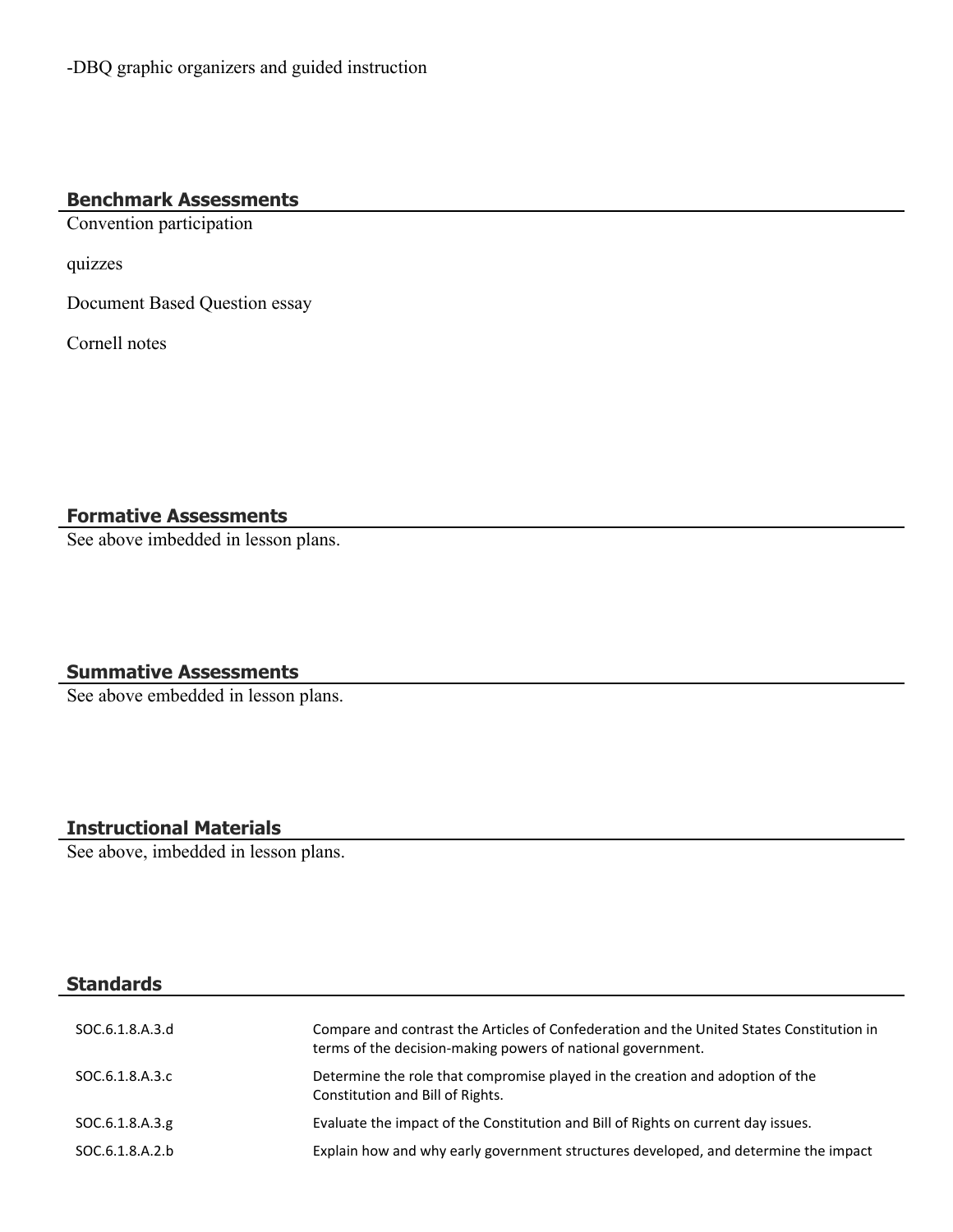-DBQ graphic organizers and guided instruction

## Benchmark Assessments

Convention participation

quizzes

Document Based Question essay

Cornell notes

## Formative Assessments

See above imbedded in lesson plans.

## Summative Assessments

See above embedded in lesson plans.

## Instructional Materials

See above, imbedded in lesson plans.

## Standards

| | |
|---|---|
| SOC.6.1.8.A.3.d | Compare and contrast the Articles of Confederation and the United States Constitution in terms of the decision-making powers of national government. |
| SOC.6.1.8.A.3.c | Determine the role that compromise played in the creation and adoption of the Constitution and Bill of Rights. |
| SOC.6.1.8.A.3.g | Evaluate the impact of the Constitution and Bill of Rights on current day issues. |
| SOC.6.1.8.A.2.b | Explain how and why early government structures developed, and determine the impact |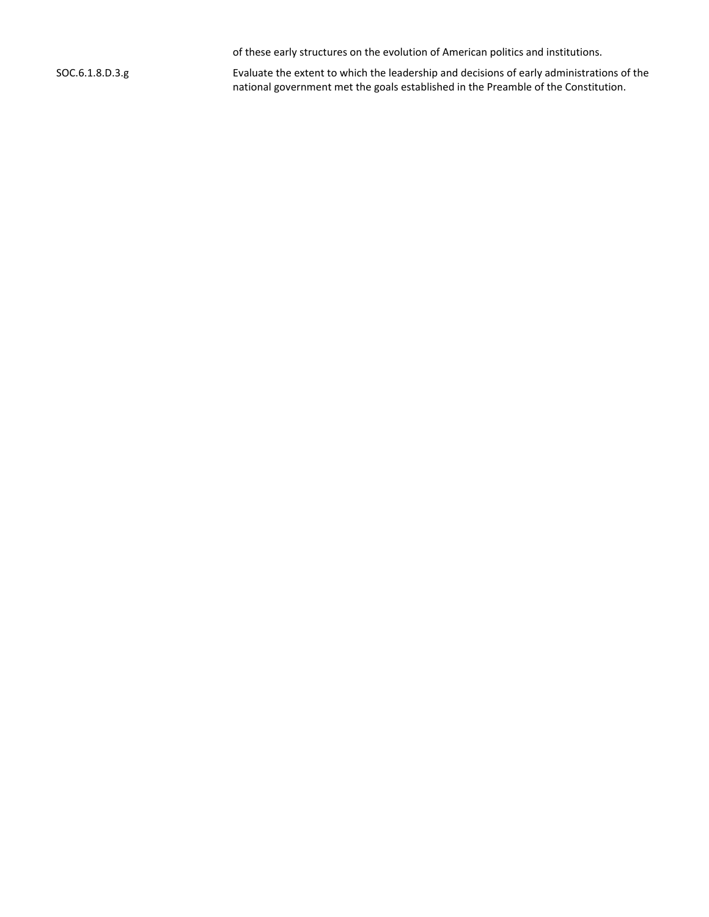| | |
|---|---|
| | of these early structures on the evolution of American politics and institutions. |
| SOC.6.1.8.D.3.g | Evaluate the extent to which the leadership and decisions of early administrations of the national government met the goals established in the Preamble of the Constitution. |